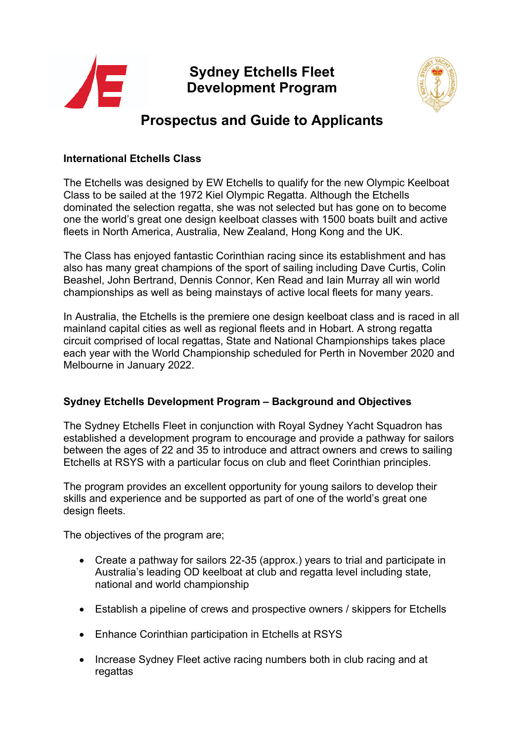# Sydney Etchells Fleet Development Program

## Prospectus and Guide to Applicants

### International Etchells Class

The Etchells was designed by EW Etchells to qualify for the new Olympic Keelboat Class to be sailed at the 1972 Kiel Olympic Regatta. Although the Etchells dominated the selection regatta, she was not selected but has gone on to become one the world's great one design keelboat classes with 1500 boats built and active fleets in North America, Australia, New Zealand, Hong Kong and the UK.

The Class has enjoyed fantastic Corinthian racing since its establishment and has also has many great champions of the sport of sailing including Dave Curtis, Colin Beashel, John Bertrand, Dennis Connor, Ken Read and Iain Murray all win world championships as well as being mainstays of active local fleets for many years.

In Australia, the Etchells is the premiere one design keelboat class and is raced in all mainland capital cities as well as regional fleets and in Hobart. A strong regatta circuit comprised of local regattas, State and National Championships takes place each year with the World Championship scheduled for Perth in November 2020 and Melbourne in January 2022.

### Sydney Etchells Development Program – Background and Objectives

The Sydney Etchells Fleet in conjunction with Royal Sydney Yacht Squadron has established a development program to encourage and provide a pathway for sailors between the ages of 22 and 35 to introduce and attract owners and crews to sailing Etchells at RSYS with a particular focus on club and fleet Corinthian principles.

The program provides an excellent opportunity for young sailors to develop their skills and experience and be supported as part of one of the world's great one design fleets.

The objectives of the program are;

- Create a pathway for sailors 22-35 (approx.) years to trial and participate in Australia's leading OD keelboat at club and regatta level including state, national and world championship
- Establish a pipeline of crews and prospective owners / skippers for Etchells
- Enhance Corinthian participation in Etchells at RSYS
- Increase Sydney Fleet active racing numbers both in club racing and at regattas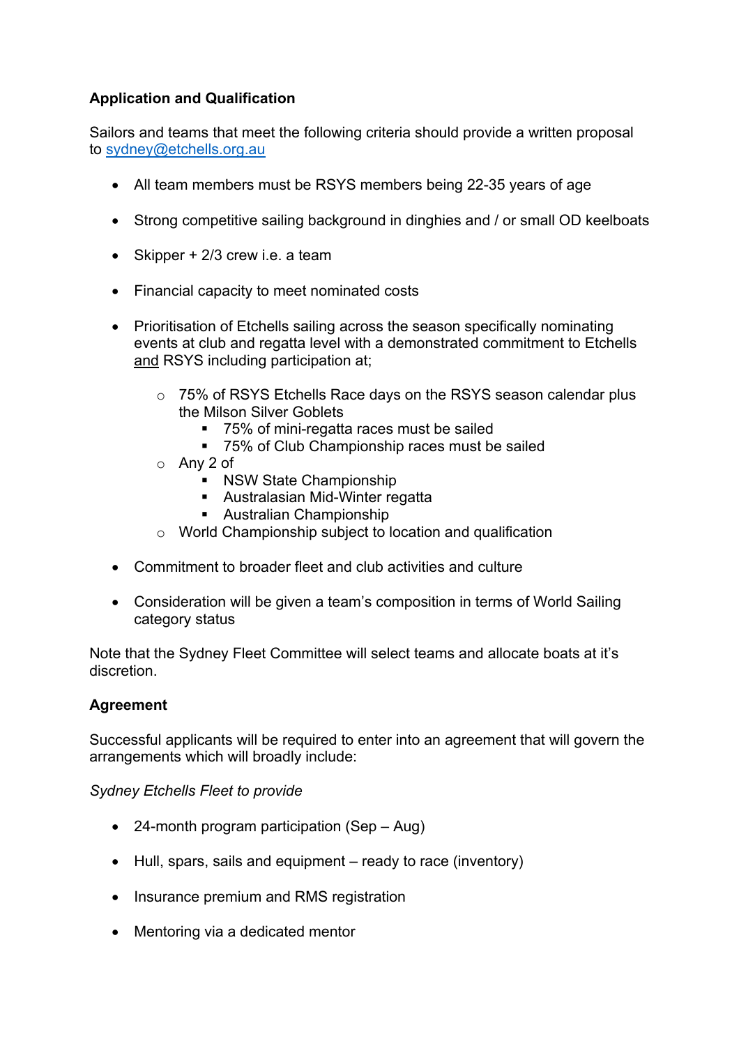**Application and Qualification**

Sailors and teams that meet the following criteria should provide a written proposal to [sydney@etchells.org.au](mailto:sydney@etchells.org.au)

- All team members must be RSYS members being 22-35 years of age
- Strong competitive sailing background in dinghies and / or small OD keelboats
- Skipper + 2/3 crew i.e. a team
- Financial capacity to meet nominated costs
- Prioritisation of Etchells sailing across the season specifically nominating events at club and regatta level with a demonstrated commitment to Etchells <u>and</u> RSYS including participation at;
    - 75% of RSYS Etchells Race days on the RSYS season calendar plus the Milson Silver Goblets
        - 75% of mini-regatta races must be sailed
        - 75% of Club Championship races must be sailed
    - Any 2 of
        - NSW State Championship
        - Australasian Mid-Winter regatta
        - Australian Championship
    - World Championship subject to location and qualification
- Commitment to broader fleet and club activities and culture
- Consideration will be given a team's composition in terms of World Sailing category status

Note that the Sydney Fleet Committee will select teams and allocate boats at it's discretion.

**Agreement**

Successful applicants will be required to enter into an agreement that will govern the arrangements which will broadly include:

*Sydney Etchells Fleet to provide*

- 24-month program participation (Sep – Aug)
- Hull, spars, sails and equipment – ready to race (inventory)
- Insurance premium and RMS registration
- Mentoring via a dedicated mentor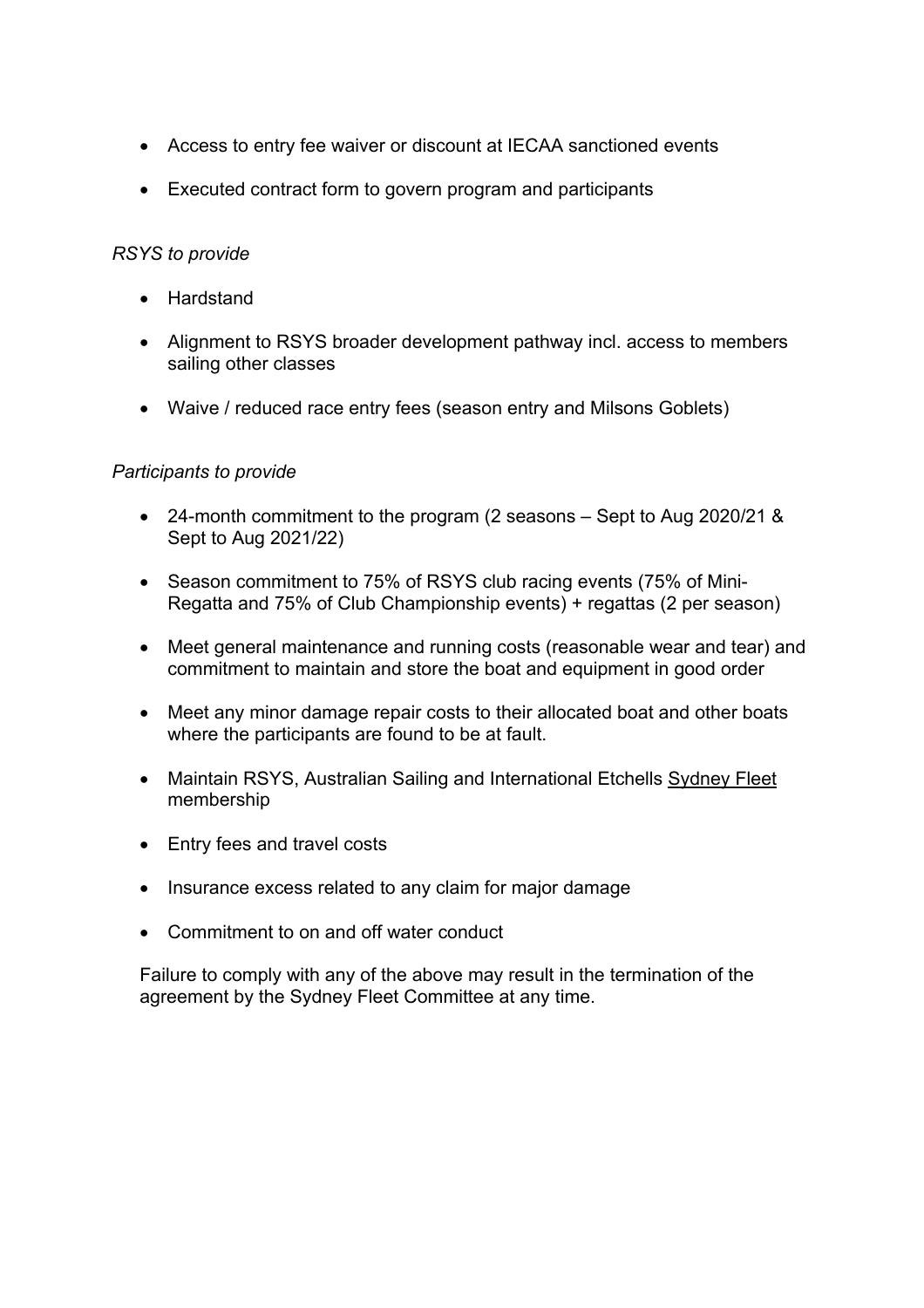- Access to entry fee waiver or discount at IECAA sanctioned events
- Executed contract form to govern program and participants

*RSYS to provide*

- Hardstand
- Alignment to RSYS broader development pathway incl. access to members sailing other classes
- Waive / reduced race entry fees (season entry and Milsons Goblets)

*Participants to provide*

- 24-month commitment to the program (2 seasons – Sept to Aug 2020/21 & Sept to Aug 2021/22)
- Season commitment to 75% of RSYS club racing events (75% of Mini-Regatta and 75% of Club Championship events) + regattas (2 per season)
- Meet general maintenance and running costs (reasonable wear and tear) and commitment to maintain and store the boat and equipment in good order
- Meet any minor damage repair costs to their allocated boat and other boats where the participants are found to be at fault.
- Maintain RSYS, Australian Sailing and International Etchells Sydney Fleet membership
- Entry fees and travel costs
- Insurance excess related to any claim for major damage
- Commitment to on and off water conduct

Failure to comply with any of the above may result in the termination of the agreement by the Sydney Fleet Committee at any time.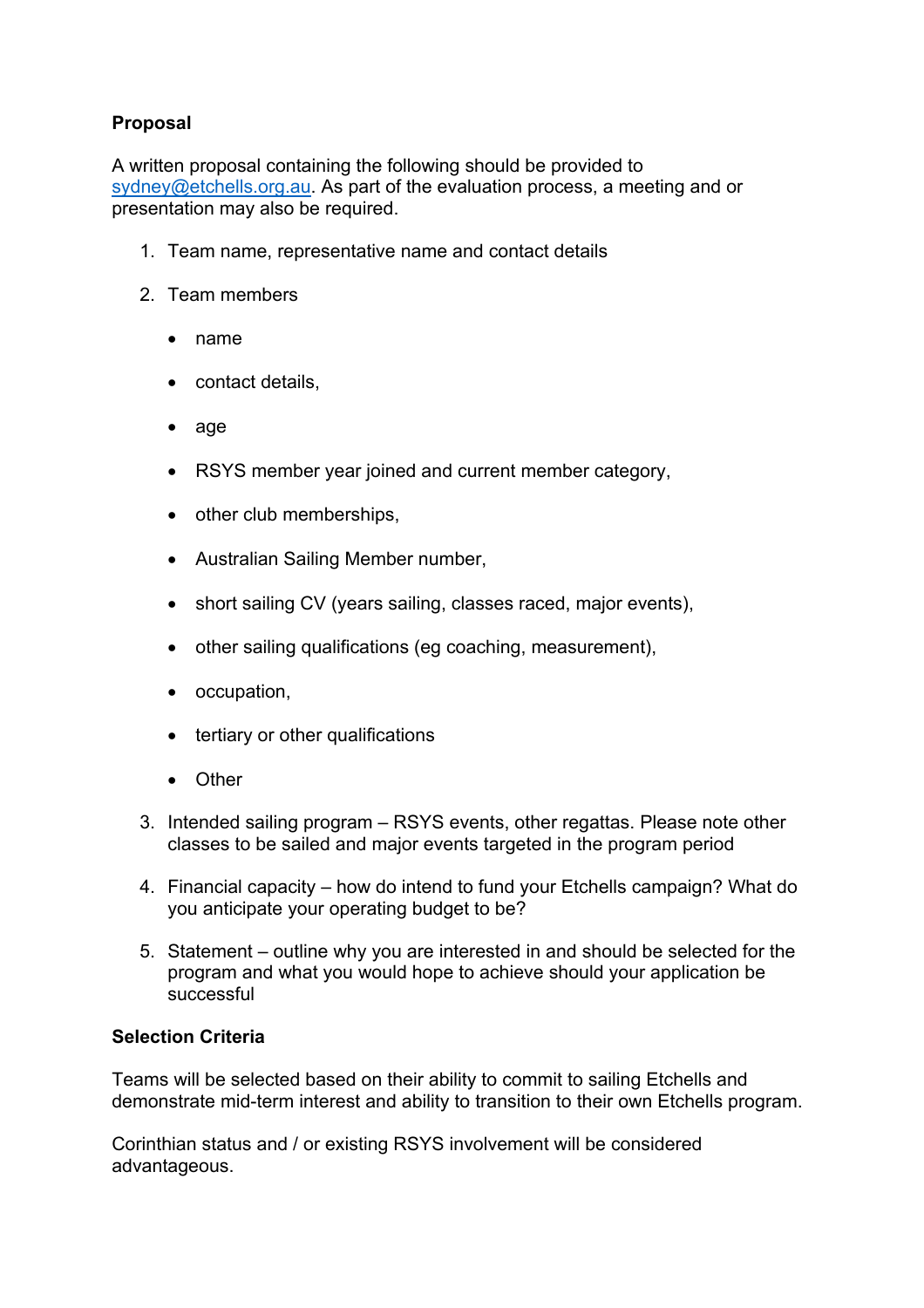**Proposal**

A written proposal containing the following should be provided to sydney@etchells.org.au. As part of the evaluation process, a meeting and or presentation may also be required.

1. Team name, representative name and contact details
2. Team members
   - name
   - contact details,
   - age
   - RSYS member year joined and current member category,
   - other club memberships,
   - Australian Sailing Member number,
   - short sailing CV (years sailing, classes raced, major events),
   - other sailing qualifications (eg coaching, measurement),
   - occupation,
   - tertiary or other qualifications
   - Other
3. Intended sailing program – RSYS events, other regattas. Please note other classes to be sailed and major events targeted in the program period
4. Financial capacity – how do intend to fund your Etchells campaign? What do you anticipate your operating budget to be?
5. Statement – outline why you are interested in and should be selected for the program and what you would hope to achieve should your application be successful

**Selection Criteria**

Teams will be selected based on their ability to commit to sailing Etchells and demonstrate mid-term interest and ability to transition to their own Etchells program.

Corinthian status and / or existing RSYS involvement will be considered advantageous.